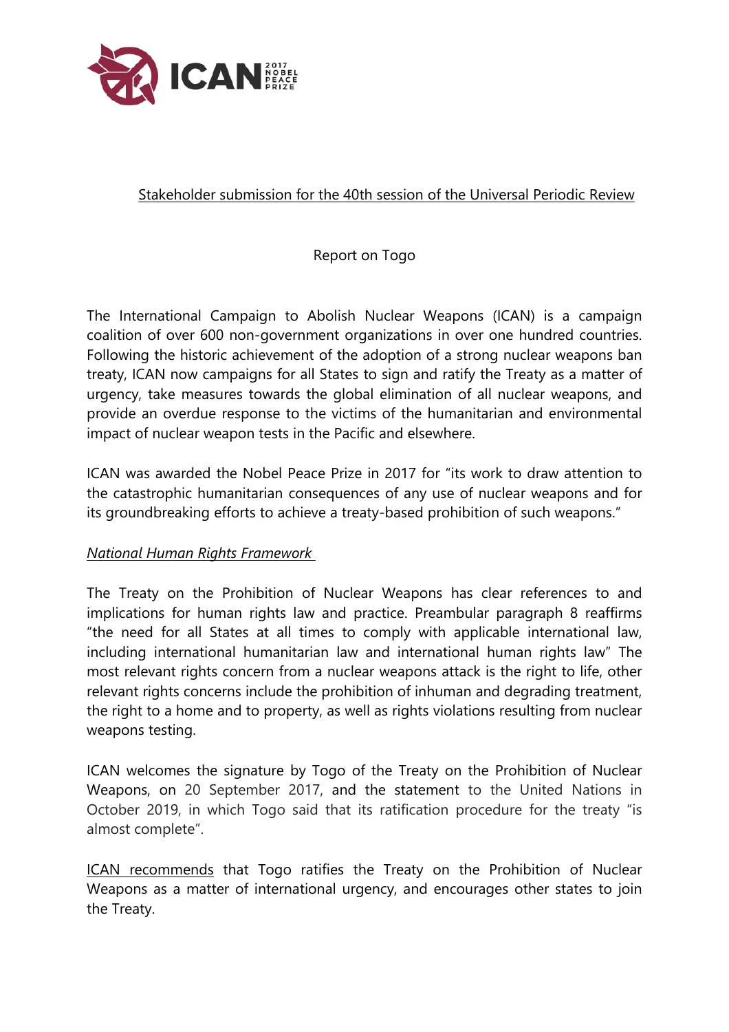ICAN 2017 NOBEL PEACE PRIZE

## Stakeholder submission for the 40th session of the Universal Periodic Review

### Report on Togo

The International Campaign to Abolish Nuclear Weapons (ICAN) is a campaign coalition of over 600 non-government organizations in over one hundred countries. Following the historic achievement of the adoption of a strong nuclear weapons ban treaty, ICAN now campaigns for all States to sign and ratify the Treaty as a matter of urgency, take measures towards the global elimination of all nuclear weapons, and provide an overdue response to the victims of the humanitarian and environmental impact of nuclear weapon tests in the Pacific and elsewhere.

ICAN was awarded the Nobel Peace Prize in 2017 for "its work to draw attention to the catastrophic humanitarian consequences of any use of nuclear weapons and for its groundbreaking efforts to achieve a treaty-based prohibition of such weapons."

*National Human Rights Framework*

The Treaty on the Prohibition of Nuclear Weapons has clear references to and implications for human rights law and practice. Preambular paragraph 8 reaffirms "the need for all States at all times to comply with applicable international law, including international humanitarian law and international human rights law" The most relevant rights concern from a nuclear weapons attack is the right to life, other relevant rights concerns include the prohibition of inhuman and degrading treatment, the right to a home and to property, as well as rights violations resulting from nuclear weapons testing.

ICAN welcomes the signature by Togo of the Treaty on the Prohibition of Nuclear Weapons, on 20 September 2017, and the statement to the United Nations in October 2019, in which Togo said that its ratification procedure for the treaty "is almost complete".

ICAN recommends that Togo ratifies the Treaty on the Prohibition of Nuclear Weapons as a matter of international urgency, and encourages other states to join the Treaty.